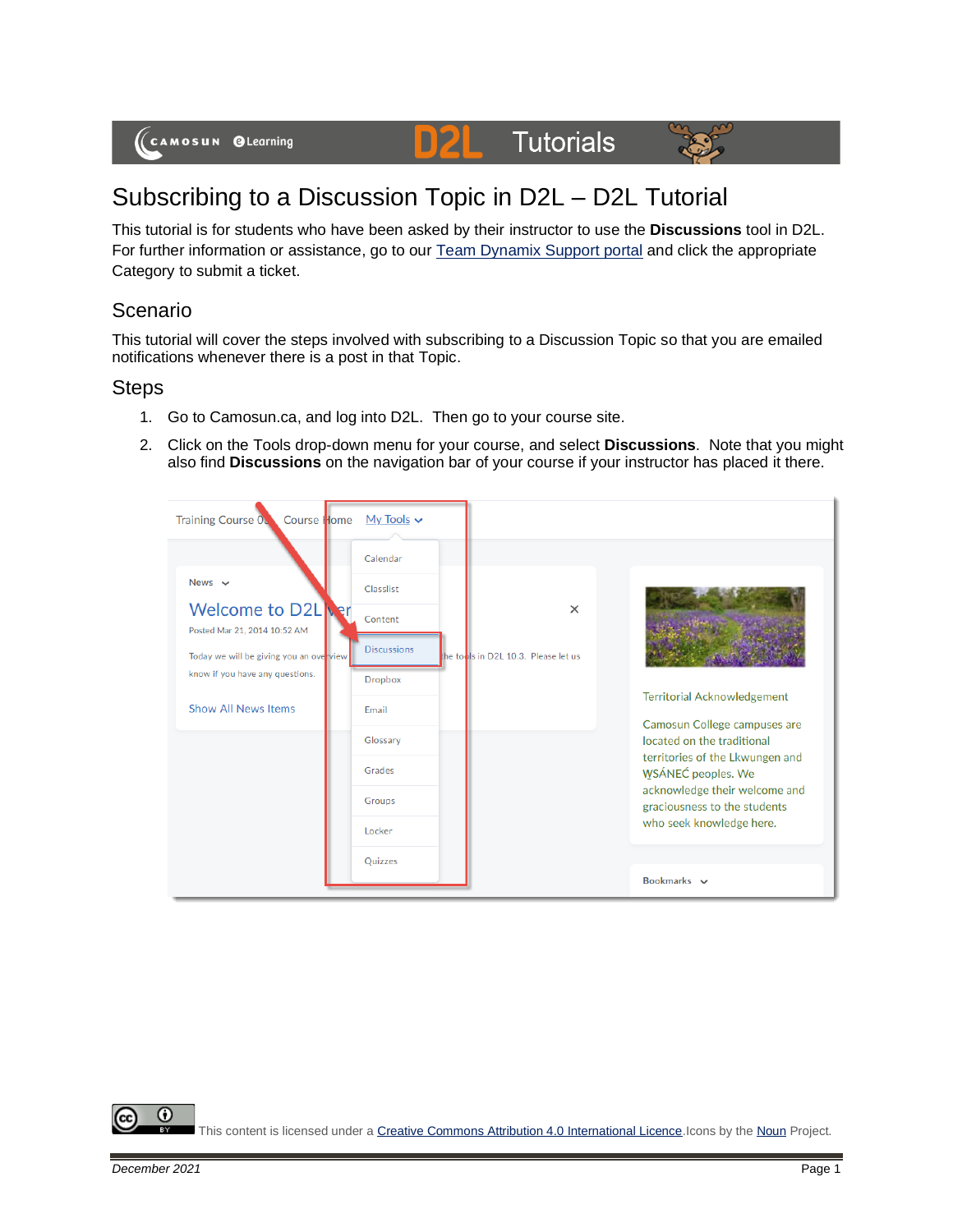# Subscribing to a Discussion Topic in D2L – D2L Tutorial

This tutorial is for students who have been asked by their instructor to use the **Discussions** tool in D2L. For further information or assistance, go to our [Team Dynamix Support portal](#) and click the appropriate Category to submit a ticket.

## Scenario

This tutorial will cover the steps involved with subscribing to a Discussion Topic so that you are emailed notifications whenever there is a post in that Topic.

## Steps

1. Go to Camosun.ca, and log into D2L. Then go to your course site.
2. Click on the Tools drop-down menu for your course, and select **Discussions**. Note that you might also find **Discussions** on the navigation bar of your course if your instructor has placed it there.

This content is licensed under a [Creative Commons Attribution 4.0 International Licence](#). Icons by the [Noun](#) Project.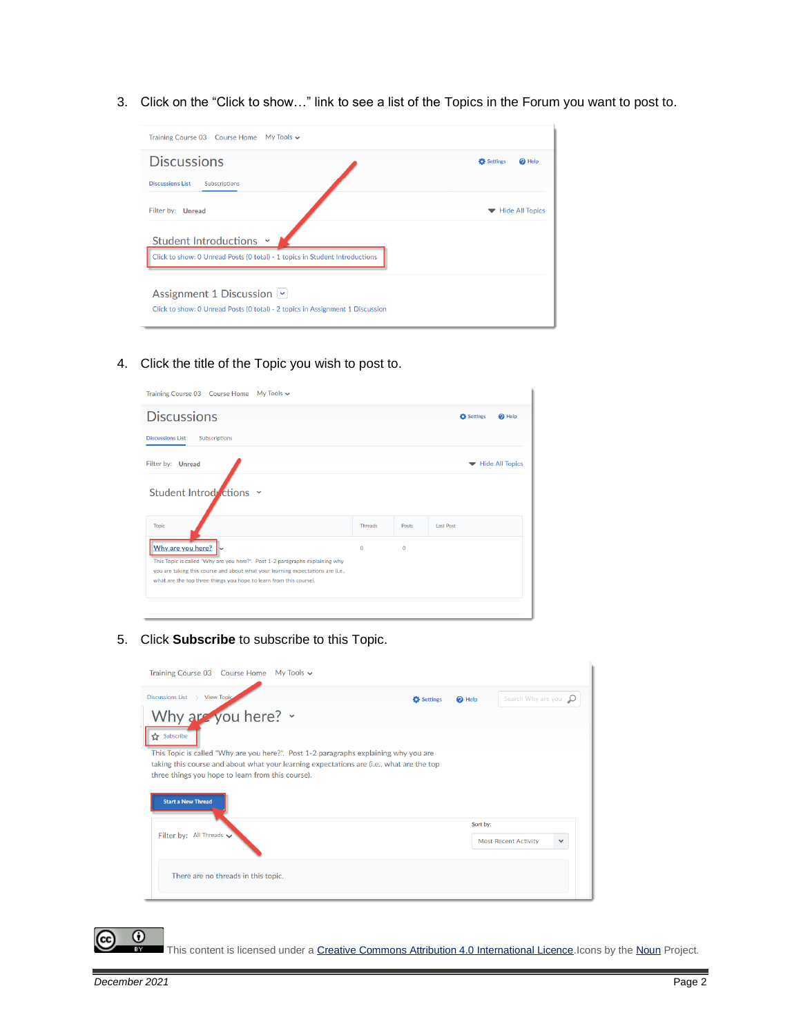3. Click on the “Click to show…” link to see a list of the Topics in the Forum you want to post to.

4. Click the title of the Topic you wish to post to.

5. Click **Subscribe** to subscribe to this Topic.

This content is licensed under a Creative Commons Attribution 4.0 International Licence. Icons by the Noun Project.

*December 2021*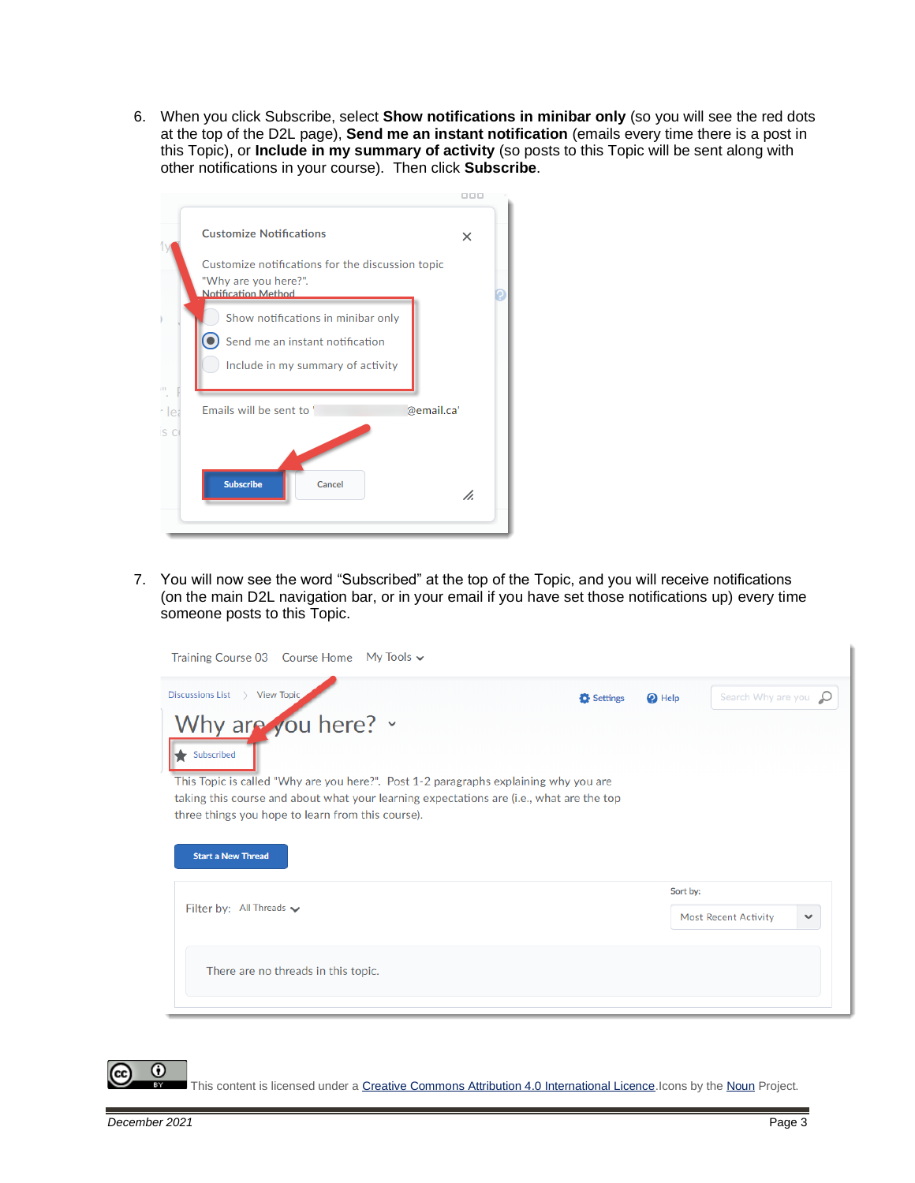6. When you click Subscribe, select **Show notifications in minibar only** (so you will see the red dots at the top of the D2L page), **Send me an instant notification** (emails every time there is a post in this Topic), or **Include in my summary of activity** (so posts to this Topic will be sent along with other notifications in your course). Then click **Subscribe**.

7. You will now see the word "Subscribed" at the top of the Topic, and you will receive notifications (on the main D2L navigation bar, or in your email if you have set those notifications up) every time someone posts to this Topic.

This content is licensed under a Creative Commons Attribution 4.0 International Licence. Icons by the Noun Project.

*December 2021*